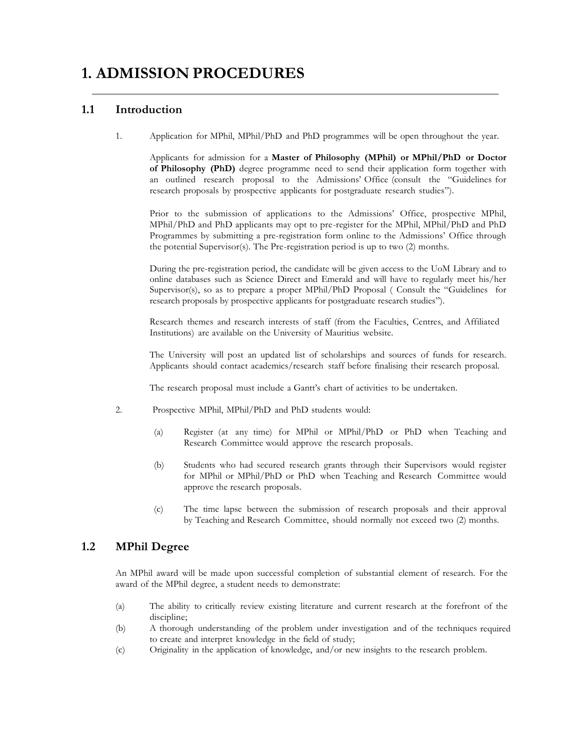# 1. ADMISSION PROCEDURES

## 1.1 Introduction

1. Application for MPhil, MPhil/PhD and PhD programmes will be open throughout the year.

   Applicants for admission for a **Master of Philosophy (MPhil) or MPhil/PhD or Doctor of Philosophy (PhD)** degree programme need to send their application form together with an outlined research proposal to the Admissions' Office (consult the "Guidelines for research proposals by prospective applicants for postgraduate research studies").

   Prior to the submission of applications to the Admissions' Office, prospective MPhil, MPhil/PhD and PhD applicants may opt to pre-register for the MPhil, MPhil/PhD and PhD Programmes by submitting a pre-registration form online to the Admissions' Office through the potential Supervisor(s). The Pre-registration period is up to two (2) months.

   During the pre-registration period, the candidate will be given access to the UoM Library and to online databases such as Science Direct and Emerald and will have to regularly meet his/her Supervisor(s), so as to prepare a proper MPhil/PhD Proposal ( Consult the "Guidelines for research proposals by prospective applicants for postgraduate research studies").

   Research themes and research interests of staff (from the Faculties, Centres, and Affiliated Institutions) are available on the University of Mauritius website.

   The University will post an updated list of scholarships and sources of funds for research. Applicants should contact academics/research staff before finalising their research proposal.

   The research proposal must include a Gantt's chart of activities to be undertaken.

2. Prospective MPhil, MPhil/PhD and PhD students would:

   (a) Register (at any time) for MPhil or MPhil/PhD or PhD when Teaching and Research Committee would approve the research proposals.

   (b) Students who had secured research grants through their Supervisors would register for MPhil or MPhil/PhD or PhD when Teaching and Research Committee would approve the research proposals.

   (c) The time lapse between the submission of research proposals and their approval by Teaching and Research Committee, should normally not exceed two (2) months.

## 1.2 MPhil Degree

An MPhil award will be made upon successful completion of substantial element of research. For the award of the MPhil degree, a student needs to demonstrate:

(a) The ability to critically review existing literature and current research at the forefront of the discipline;

(b) A thorough understanding of the problem under investigation and of the techniques required to create and interpret knowledge in the field of study;

(c) Originality in the application of knowledge, and/or new insights to the research problem.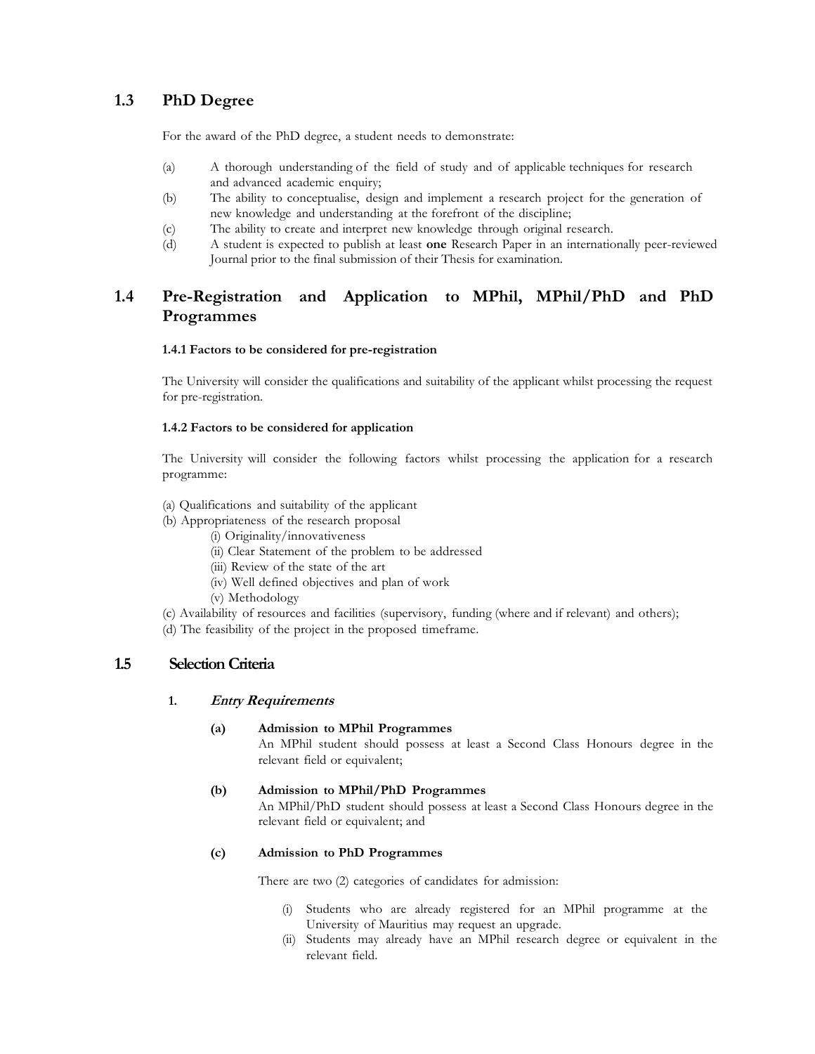## 1.3 PhD Degree

For the award of the PhD degree, a student needs to demonstrate:

(a) A thorough understanding of the field of study and of applicable techniques for research and advanced academic enquiry;

(b) The ability to conceptualise, design and implement a research project for the generation of new knowledge and understanding at the forefront of the discipline;

(c) The ability to create and interpret new knowledge through original research.

(d) A student is expected to publish at least **one** Research Paper in an internationally peer-reviewed Journal prior to the final submission of their Thesis for examination.

## 1.4 Pre-Registration and Application to MPhil, MPhil/PhD and PhD Programmes

**1.4.1 Factors to be considered for pre-registration**

The University will consider the qualifications and suitability of the applicant whilst processing the request for pre-registration.

**1.4.2 Factors to be considered for application**

The University will consider the following factors whilst processing the application for a research programme:

(a) Qualifications and suitability of the applicant

(b) Appropriateness of the research proposal

- (i) Originality/innovativeness
- (ii) Clear Statement of the problem to be addressed
- (iii) Review of the state of the art
- (iv) Well defined objectives and plan of work
- (v) Methodology

(c) Availability of resources and facilities (supervisory, funding (where and if relevant) and others);

(d) The feasibility of the project in the proposed timeframe.

## 1.5 Selection Criteria

**1.** ***Entry Requirements***

**(a) Admission to MPhil Programmes**

An MPhil student should possess at least a Second Class Honours degree in the relevant field or equivalent;

**(b) Admission to MPhil/PhD Programmes**

An MPhil/PhD student should possess at least a Second Class Honours degree in the relevant field or equivalent; and

**(c) Admission to PhD Programmes**

There are two (2) categories of candidates for admission:

- (i) Students who are already registered for an MPhil programme at the University of Mauritius may request an upgrade.
- (ii) Students may already have an MPhil research degree or equivalent in the relevant field.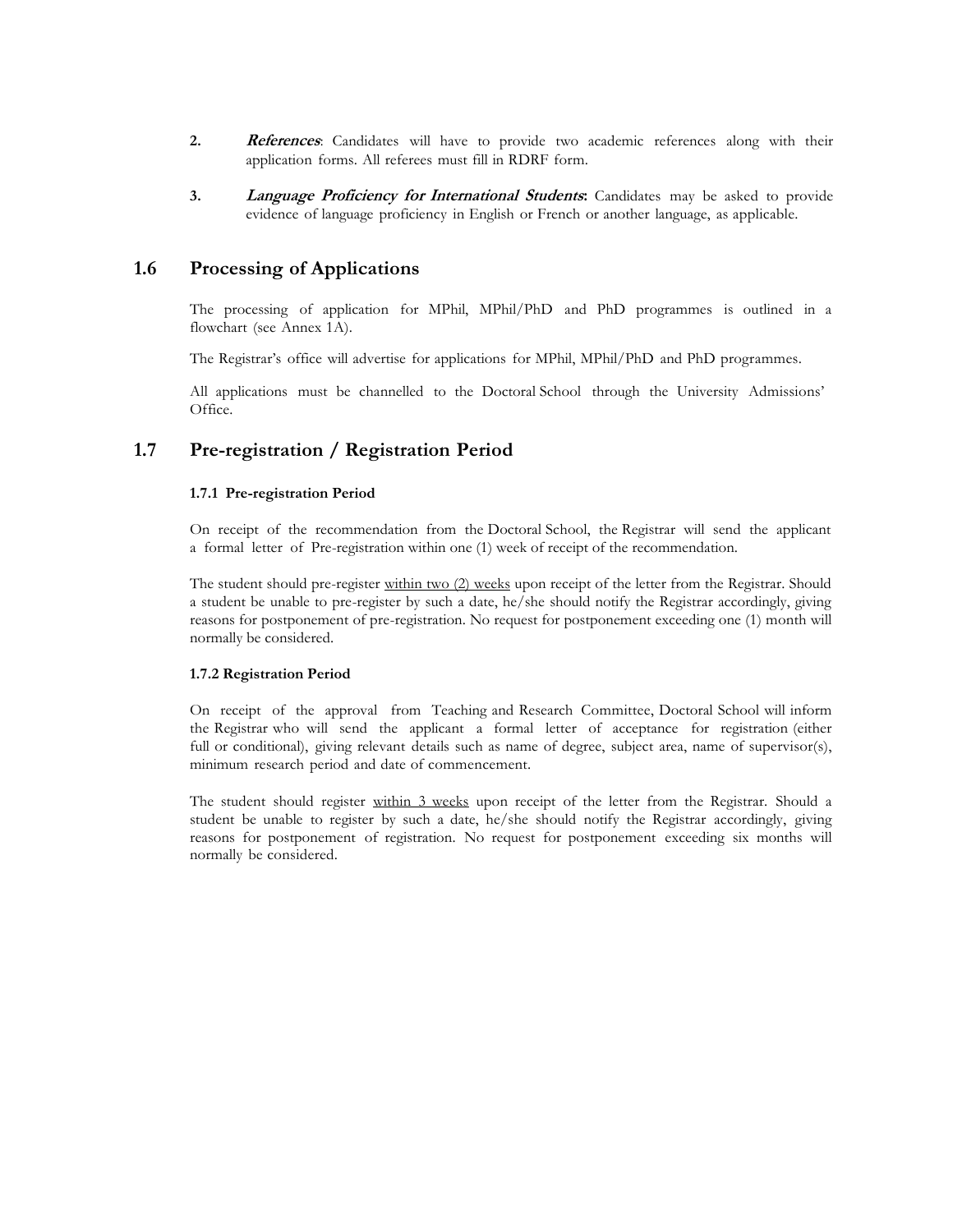2. ***References***: Candidates will have to provide two academic references along with their application forms. All referees must fill in RDRF form.

3. ***Language Proficiency for International Students*:** Candidates may be asked to provide evidence of language proficiency in English or French or another language, as applicable.

## 1.6 Processing of Applications

The processing of application for MPhil, MPhil/PhD and PhD programmes is outlined in a flowchart (see Annex 1A).

The Registrar's office will advertise for applications for MPhil, MPhil/PhD and PhD programmes.

All applications must be channelled to the Doctoral School through the University Admissions' Office.

## 1.7 Pre-registration / Registration Period

#### 1.7.1 Pre-registration Period

On receipt of the recommendation from the Doctoral School, the Registrar will send the applicant a formal letter of Pre-registration within one (1) week of receipt of the recommendation.

The student should pre-register within two (2) weeks upon receipt of the letter from the Registrar. Should a student be unable to pre-register by such a date, he/she should notify the Registrar accordingly, giving reasons for postponement of pre-registration. No request for postponement exceeding one (1) month will normally be considered.

#### 1.7.2 Registration Period

On receipt of the approval from Teaching and Research Committee, Doctoral School will inform the Registrar who will send the applicant a formal letter of acceptance for registration (either full or conditional), giving relevant details such as name of degree, subject area, name of supervisor(s), minimum research period and date of commencement.

The student should register within 3 weeks upon receipt of the letter from the Registrar. Should a student be unable to register by such a date, he/she should notify the Registrar accordingly, giving reasons for postponement of registration. No request for postponement exceeding six months will normally be considered.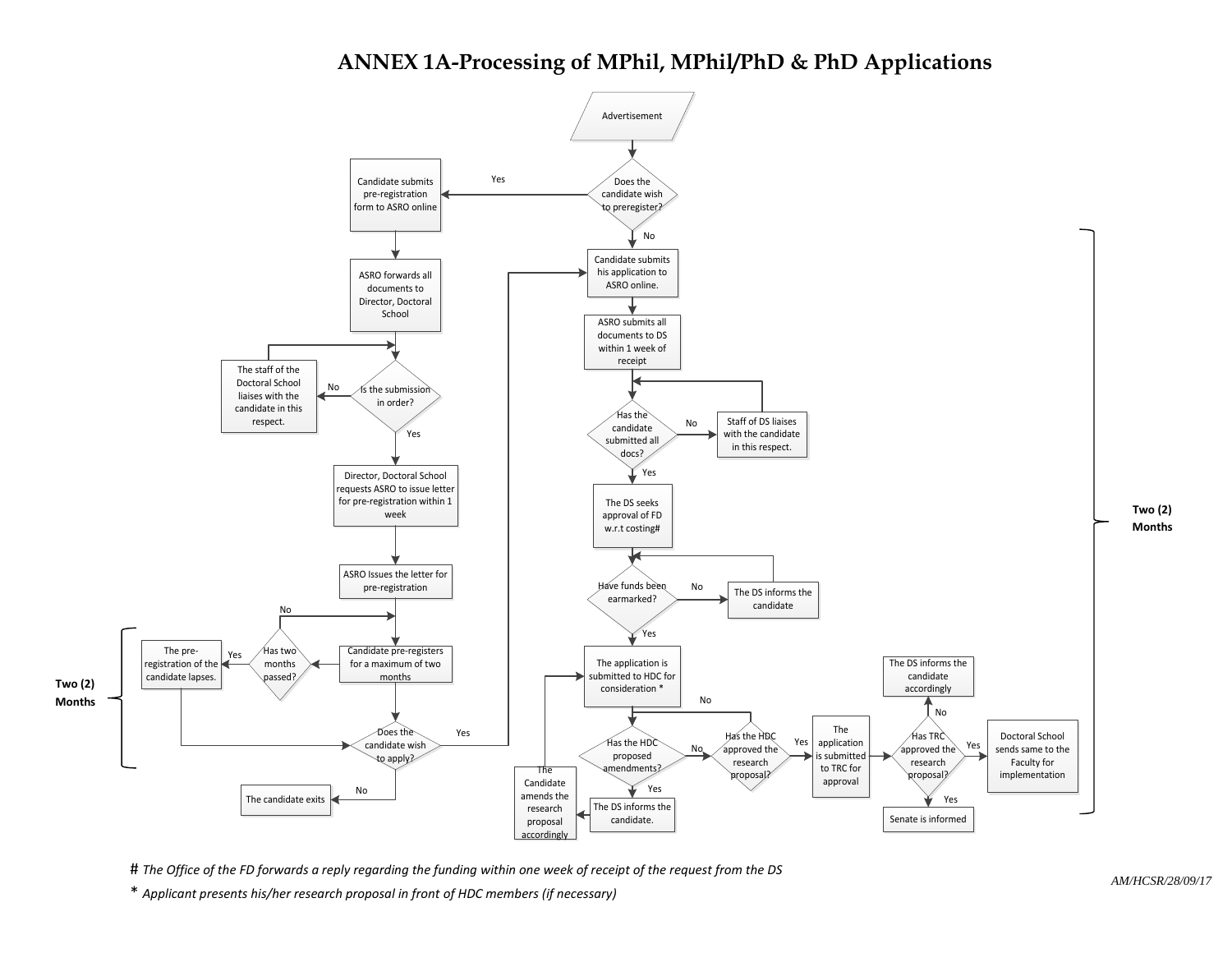# ANNEX 1A-Processing of MPhil, MPhil/PhD & PhD Applications

**Start:** Advertisement

**Does the candidate wish to preregister?**

- **Yes (pre-registration route):**
  1. Candidate submits pre-registration form to ASRO online
  2. ASRO forwards all documents to Director, Doctoral School
  3. **Is the submission in order?**
     - No → The staff of the Doctoral School liaises with the candidate in this respect. (returns to "Is the submission in order?")
     - Yes → Director, Doctoral School requests ASRO to issue letter for pre-registration within 1 week
  4. ASRO Issues the letter for pre-registration
  5. Candidate pre-registers for a maximum of two months
  6. **Has two months passed?**
     - No → returns to "Candidate pre-registers for a maximum of two months"
     - Yes → The pre-registration of the candidate lapses. → "Does the candidate wish to apply?"
  7. **Does the candidate wish to apply?**
     - No → The candidate exits
     - Yes → Candidate submits his application to ASRO online.

  *(Pre-registration period: Two (2) Months)*

- **No (application route):**
  1. Candidate submits his application to ASRO online.
  2. ASRO submits all documents to DS within 1 week of receipt
  3. **Has the candidate submitted all docs?**
     - No → Staff of DS liaises with the candidate in this respect. (returns to "Has the candidate submitted all docs?")
     - Yes → The DS seeks approval of FD w.r.t costing#
  4. **Have funds been earmarked?**
     - No → The DS informs the candidate (returns to "Have funds been earmarked?")
     - Yes → The application is submitted to HDC for consideration *
  5. **Has the HDC proposed amendments?**
     - Yes → The DS informs the candidate. → The Candidate amends the research proposal accordingly → The application is submitted to HDC for consideration *
     - No → **Has the HDC approved the research proposal?**
       - No → returns to "Has the HDC proposed amendments?"
       - Yes → The application is submitted to TRC for approval
  6. **Has TRC approved the research proposal?**
     - No → The DS informs the candidate accordingly
     - Yes → Doctoral School sends same to the Faculty for implementation; Senate is informed

  *(Application processing period: Two (2) Months)*

*# The Office of the FD forwards a reply regarding the funding within one week of receipt of the request from the DS*

*\* Applicant presents his/her research proposal in front of HDC members (if necessary)*

*AM/HCSR/28/09/17*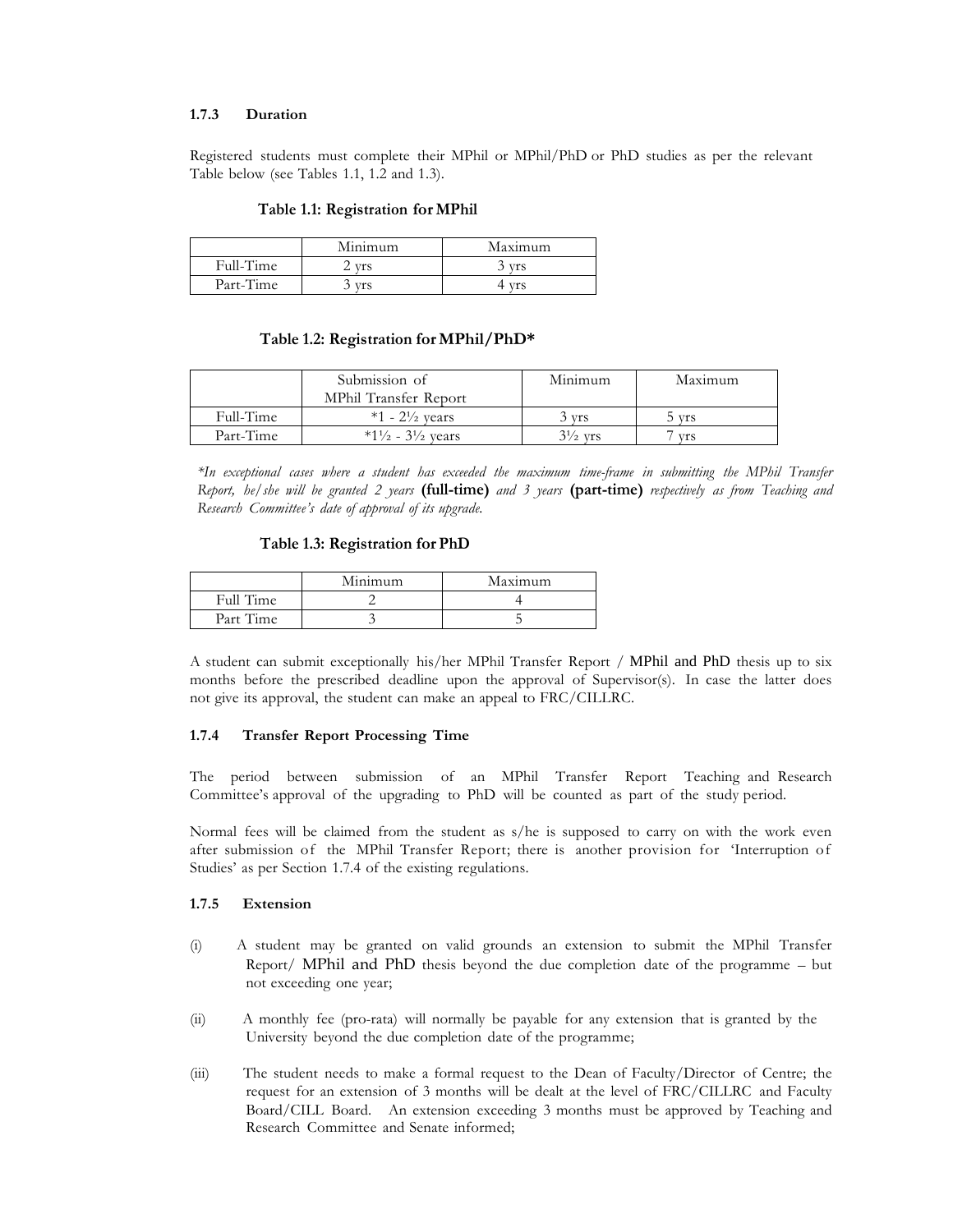#### 1.7.3 Duration

Registered students must complete their MPhil or MPhil/PhD or PhD studies as per the relevant Table below (see Tables 1.1, 1.2 and 1.3).

**Table 1.1: Registration for MPhil**

| | Minimum | Maximum |
|---|---|---|
| Full-Time | 2 yrs | 3 yrs |
| Part-Time | 3 yrs | 4 yrs |

**Table 1.2: Registration for MPhil/PhD***

| | Submission of MPhil Transfer Report | Minimum | Maximum |
|---|---|---|---|
| Full-Time | *1 - 2½ years | 3 yrs | 5 yrs |
| Part-Time | *1½ - 3½ years | 3½ yrs | 7 yrs |

*\*In exceptional cases where a student has exceeded the maximum time-frame in submitting the MPhil Transfer Report, he/she will be granted 2 years* **(full-time)** *and 3 years* **(part-time)** *respectively as from Teaching and Research Committee's date of approval of its upgrade.*

**Table 1.3: Registration for PhD**

| | Minimum | Maximum |
|---|---|---|
| Full Time | 2 | 4 |
| Part Time | 3 | 5 |

A student can submit exceptionally his/her MPhil Transfer Report / MPhil and PhD thesis up to six months before the prescribed deadline upon the approval of Supervisor(s). In case the latter does not give its approval, the student can make an appeal to FRC/CILLRC.

#### 1.7.4 Transfer Report Processing Time

The period between submission of an MPhil Transfer Report Teaching and Research Committee's approval of the upgrading to PhD will be counted as part of the study period.

Normal fees will be claimed from the student as s/he is supposed to carry on with the work even after submission of the MPhil Transfer Report; there is another provision for 'Interruption of Studies' as per Section 1.7.4 of the existing regulations.

#### 1.7.5 Extension

(i) A student may be granted on valid grounds an extension to submit the MPhil Transfer Report/ MPhil and PhD thesis beyond the due completion date of the programme – but not exceeding one year;

(ii) A monthly fee (pro-rata) will normally be payable for any extension that is granted by the University beyond the due completion date of the programme;

(iii) The student needs to make a formal request to the Dean of Faculty/Director of Centre; the request for an extension of 3 months will be dealt at the level of FRC/CILLRC and Faculty Board/CILL Board. An extension exceeding 3 months must be approved by Teaching and Research Committee and Senate informed;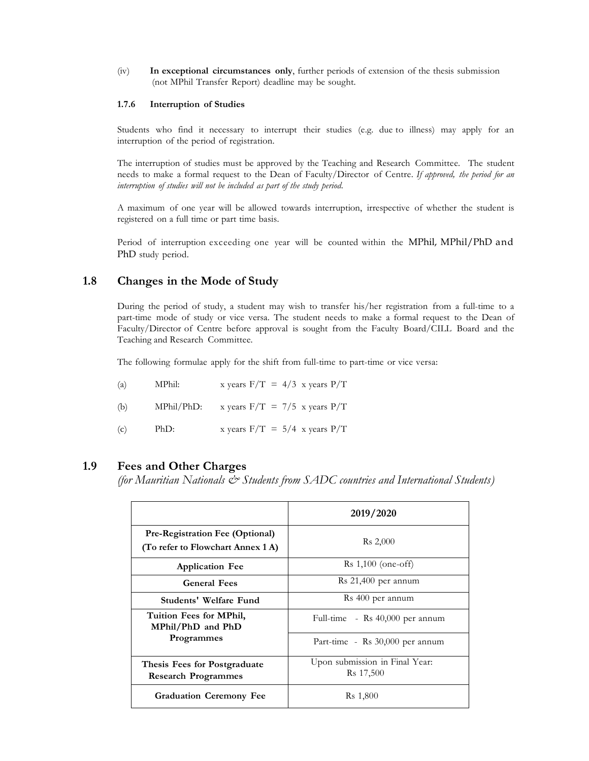(iv) **In exceptional circumstances only**, further periods of extension of the thesis submission (not MPhil Transfer Report) deadline may be sought.

#### 1.7.6 Interruption of Studies

Students who find it necessary to interrupt their studies (e.g. due to illness) may apply for an interruption of the period of registration.

The interruption of studies must be approved by the Teaching and Research Committee. The student needs to make a formal request to the Dean of Faculty/Director of Centre. *If approved, the period for an interruption of studies will not be included as part of the study period.*

A maximum of one year will be allowed towards interruption, irrespective of whether the student is registered on a full time or part time basis.

Period of interruption exceeding one year will be counted within the MPhil, MPhil/PhD and PhD study period.

## 1.8 Changes in the Mode of Study

During the period of study, a student may wish to transfer his/her registration from a full-time to a part-time mode of study or vice versa. The student needs to make a formal request to the Dean of Faculty/Director of Centre before approval is sought from the Faculty Board/CILL Board and the Teaching and Research Committee.

The following formulae apply for the shift from full-time to part-time or vice versa:

(a) MPhil: x years F/T = 4/3 x years P/T

(b) MPhil/PhD: x years F/T = 7/5 x years P/T

(c) PhD: x years F/T = 5/4 x years P/T

## 1.9 Fees and Other Charges

*(for Mauritian Nationals & Students from SADC countries and International Students)*

| | 2019/2020 |
|---|---|
| **Pre-Registration Fee (Optional) (To refer to Flowchart Annex 1 A)** | Rs 2,000 |
| **Application Fee** | Rs 1,100 (one-off) |
| **General Fees** | Rs 21,400 per annum |
| **Students' Welfare Fund** | Rs 400 per annum |
| **Tuition Fees for MPhil, MPhil/PhD and PhD Programmes** | Full-time - Rs 40,000 per annum |
| | Part-time - Rs 30,000 per annum |
| **Thesis Fees for Postgraduate Research Programmes** | Upon submission in Final Year: Rs 17,500 |
| **Graduation Ceremony Fee** | Rs 1,800 |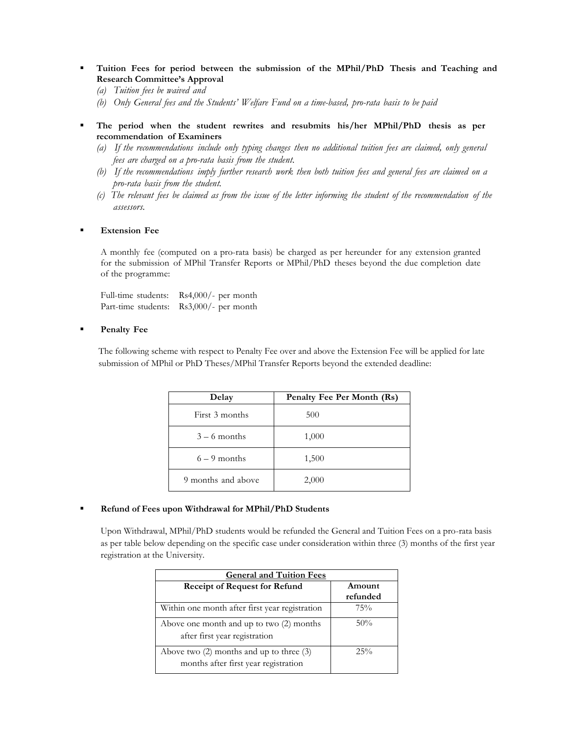- **Tuition Fees for period between the submission of the MPhil/PhD Thesis and Teaching and Research Committee's Approval**
  - *(a) Tuition fees be waived and*
  - *(b) Only General fees and the Students' Welfare Fund on a time-based, pro-rata basis to be paid*

- **The period when the student rewrites and resubmits his/her MPhil/PhD thesis as per recommendation of Examiners**
  - *(a) If the recommendations include only typing changes then no additional tuition fees are claimed, only general fees are charged on a pro-rata basis from the student.*
  - *(b) If the recommendations imply further research work then both tuition fees and general fees are claimed on a pro-rata basis from the student.*
  - *(c) The relevant fees be claimed as from the issue of the letter informing the student of the recommendation of the assessors.*

- **Extension Fee**

  A monthly fee (computed on a pro-rata basis) be charged as per hereunder for any extension granted for the submission of MPhil Transfer Reports or MPhil/PhD theses beyond the due completion date of the programme:

  Full-time students: Rs4,000/- per month
  Part-time students: Rs3,000/- per month

- **Penalty Fee**

  The following scheme with respect to Penalty Fee over and above the Extension Fee will be applied for late submission of MPhil or PhD Theses/MPhil Transfer Reports beyond the extended deadline:

| Delay | Penalty Fee Per Month (Rs) |
|---|---|
| First 3 months | 500 |
| 3 – 6 months | 1,000 |
| 6 – 9 months | 1,500 |
| 9 months and above | 2,000 |

- **Refund of Fees upon Withdrawal for MPhil/PhD Students**

  Upon Withdrawal, MPhil/PhD students would be refunded the General and Tuition Fees on a pro-rata basis as per table below depending on the specific case under consideration within three (3) months of the first year registration at the University.

| **General and Tuition Fees** | |
|---|---|
| **Receipt of Request for Refund** | **Amount refunded** |
| Within one month after first year registration | 75% |
| Above one month and up to two (2) months after first year registration | 50% |
| Above two (2) months and up to three (3) months after first year registration | 25% |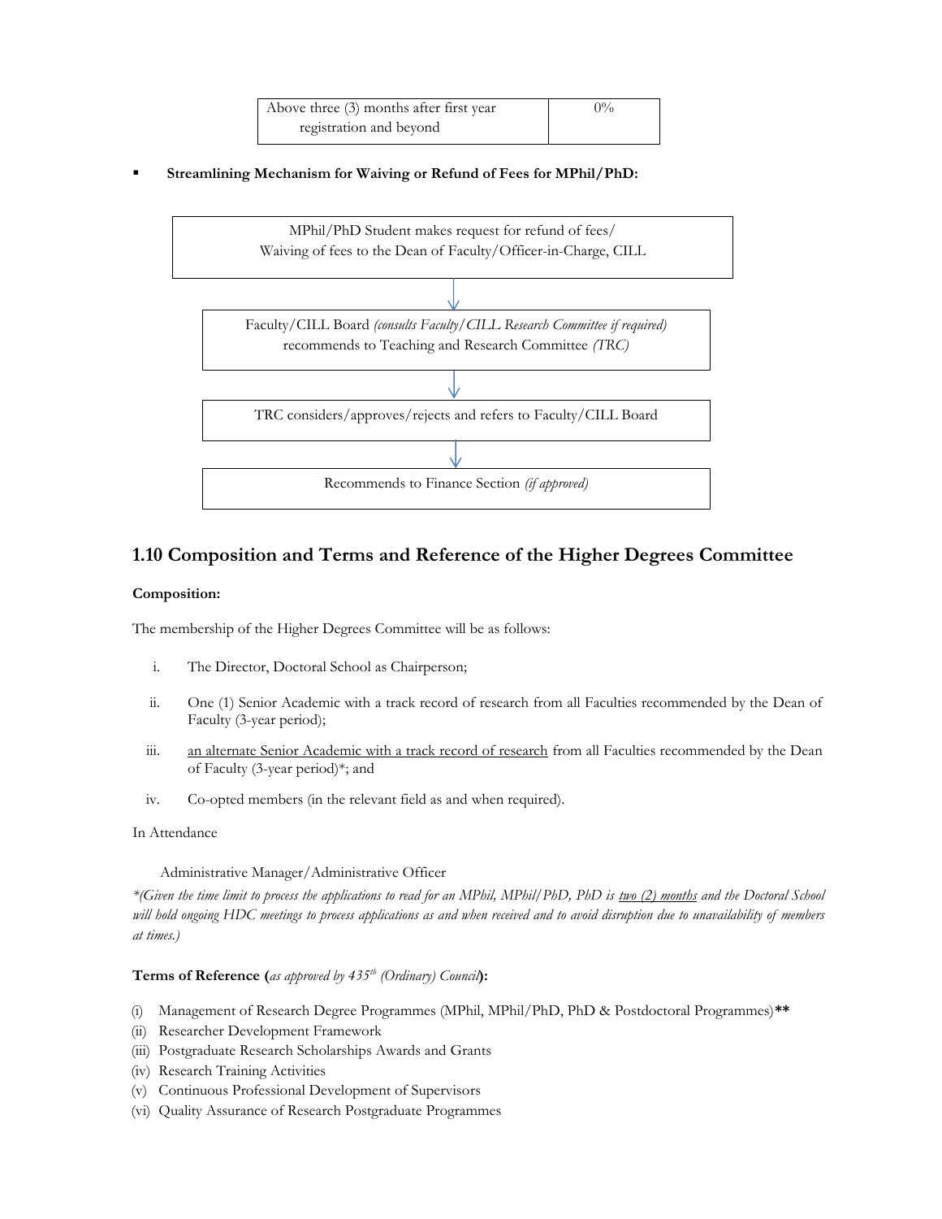| Above three (3) months after first year registration and beyond | 0% |
|---|---|

- **Streamlining Mechanism for Waiving or Refund of Fees for MPhil/PhD:**

MPhil/PhD Student makes request for refund of fees/ Waiving of fees to the Dean of Faculty/Officer-in-Charge, CILL

↓

Faculty/CILL Board *(consults Faculty/CILL Research Committee if required)* recommends to Teaching and Research Committee *(TRC)*

↓

TRC considers/approves/rejects and refers to Faculty/CILL Board

↓

Recommends to Finance Section *(if approved)*

## 1.10 Composition and Terms and Reference of the Higher Degrees Committee

**Composition:**

The membership of the Higher Degrees Committee will be as follows:

i. The Director, Doctoral School as Chairperson;

ii. One (1) Senior Academic with a track record of research from all Faculties recommended by the Dean of Faculty (3-year period);

iii. an alternate Senior Academic with a track record of research from all Faculties recommended by the Dean of Faculty (3-year period)*; and

iv. Co-opted members (in the relevant field as and when required).

In Attendance

Administrative Manager/Administrative Officer

*\*(Given the time limit to process the applications to read for an MPhil, MPhil/PhD, PhD is two (2) months and the Doctoral School will hold ongoing HDC meetings to process applications as and when received and to avoid disruption due to unavailability of members at times.)*

**Terms of Reference (***as approved by 435th (Ordinary) Council***):**

(i) Management of Research Degree Programmes (MPhil, MPhil/PhD, PhD & Postdoctoral Programmes)**
(ii) Researcher Development Framework
(iii) Postgraduate Research Scholarships Awards and Grants
(iv) Research Training Activities
(v) Continuous Professional Development of Supervisors
(vi) Quality Assurance of Research Postgraduate Programmes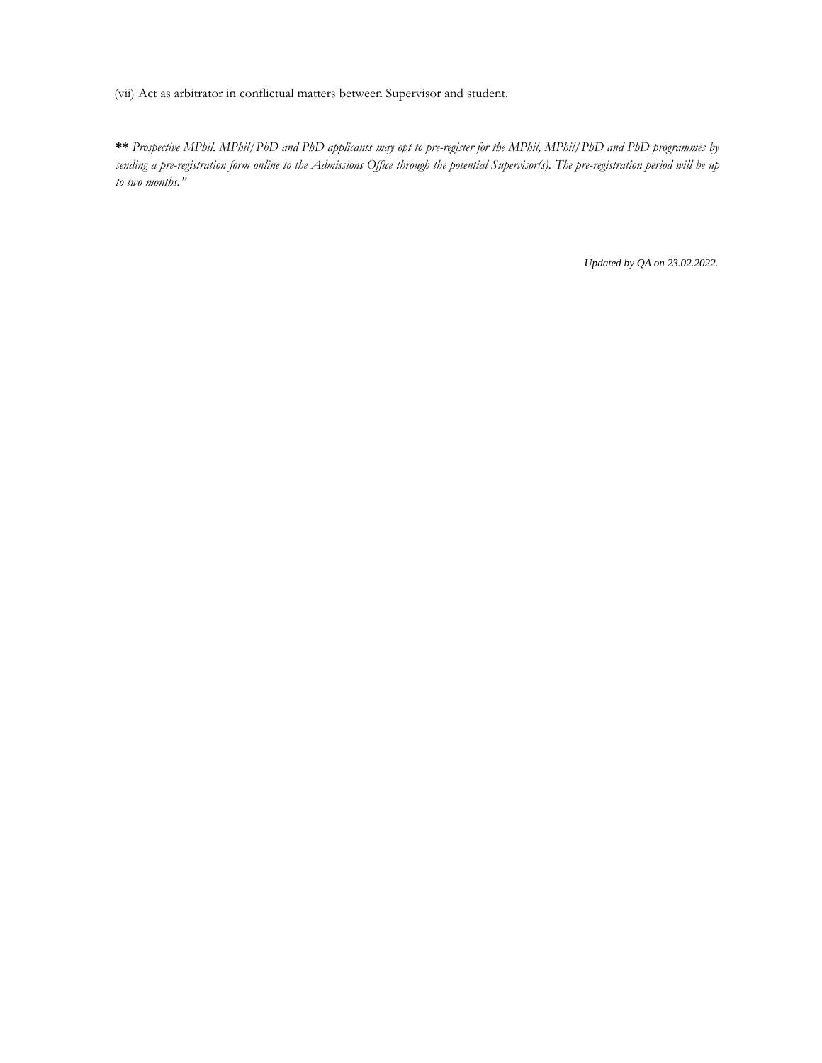(vii) Act as arbitrator in conflictual matters between Supervisor and student.

**\*\*** *Prospective MPhil. MPhil/PhD and PhD applicants may opt to pre-register for the MPhil, MPhil/PhD and PhD programmes by sending a pre-registration form online to the Admissions Office through the potential Supervisor(s). The pre-registration period will be up to two months."*

*Updated by QA on 23.02.2022.*